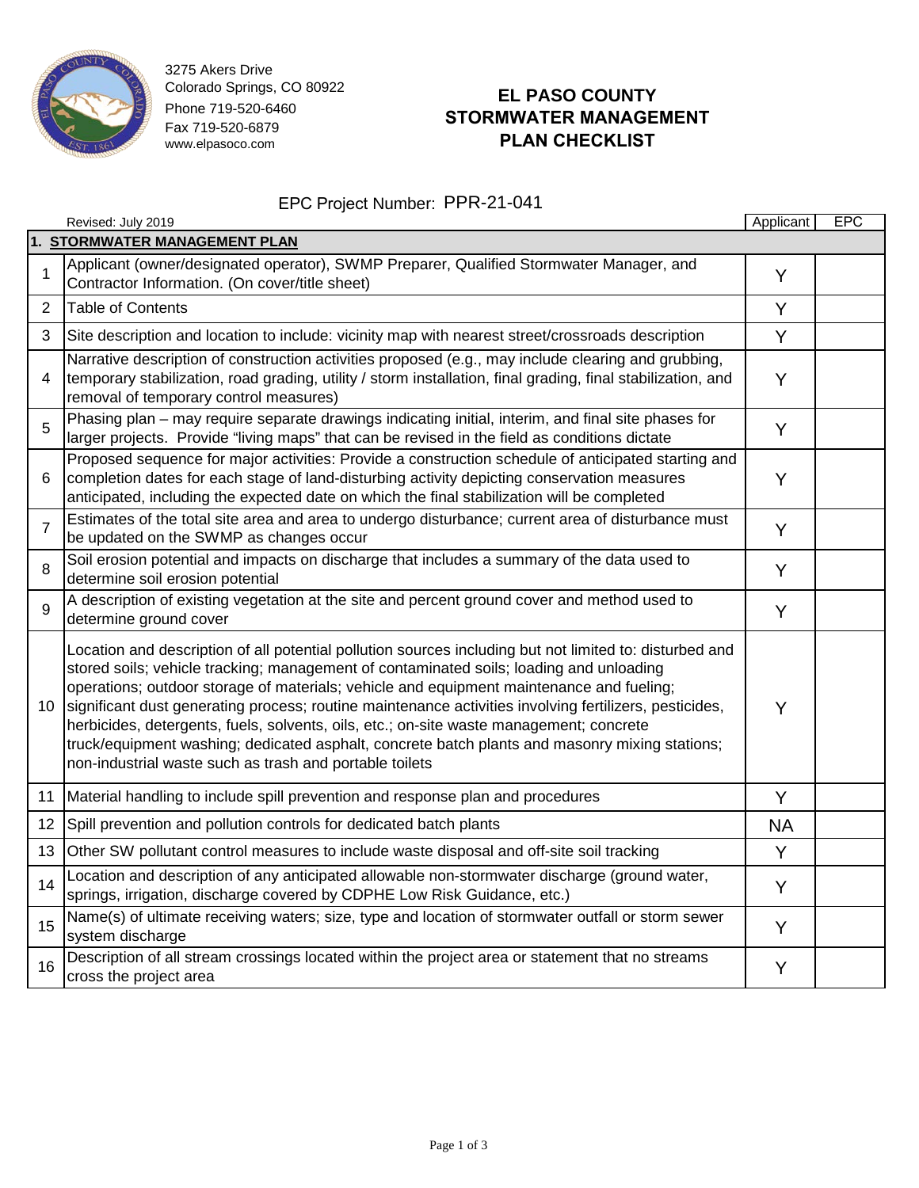3275 Akers Drive
Colorado Springs, CO 80922
Phone 719-520-6460
Fax 719-520-6879
www.elpasoco.com

# EL PASO COUNTY STORMWATER MANAGEMENT PLAN CHECKLIST

EPC Project Number: PPR-21-041

Revised: July 2019

| | | Applicant | EPC |
|---|---|---|---|
| **1. STORMWATER MANAGEMENT PLAN** | | | |
| 1 | Applicant (owner/designated operator), SWMP Preparer, Qualified Stormwater Manager, and Contractor Information. (On cover/title sheet) | Y | |
| 2 | Table of Contents | Y | |
| 3 | Site description and location to include: vicinity map with nearest street/crossroads description | Y | |
| 4 | Narrative description of construction activities proposed (e.g., may include clearing and grubbing, temporary stabilization, road grading, utility / storm installation, final grading, final stabilization, and removal of temporary control measures) | Y | |
| 5 | Phasing plan – may require separate drawings indicating initial, interim, and final site phases for larger projects. Provide "living maps" that can be revised in the field as conditions dictate | Y | |
| 6 | Proposed sequence for major activities: Provide a construction schedule of anticipated starting and completion dates for each stage of land-disturbing activity depicting conservation measures anticipated, including the expected date on which the final stabilization will be completed | Y | |
| 7 | Estimates of the total site area and area to undergo disturbance; current area of disturbance must be updated on the SWMP as changes occur | Y | |
| 8 | Soil erosion potential and impacts on discharge that includes a summary of the data used to determine soil erosion potential | Y | |
| 9 | A description of existing vegetation at the site and percent ground cover and method used to determine ground cover | Y | |
| 10 | Location and description of all potential pollution sources including but not limited to: disturbed and stored soils; vehicle tracking; management of contaminated soils; loading and unloading operations; outdoor storage of materials; vehicle and equipment maintenance and fueling; significant dust generating process; routine maintenance activities involving fertilizers, pesticides, herbicides, detergents, fuels, solvents, oils, etc.; on-site waste management; concrete truck/equipment washing; dedicated asphalt, concrete batch plants and masonry mixing stations; non-industrial waste such as trash and portable toilets | Y | |
| 11 | Material handling to include spill prevention and response plan and procedures | Y | |
| 12 | Spill prevention and pollution controls for dedicated batch plants | NA | |
| 13 | Other SW pollutant control measures to include waste disposal and off-site soil tracking | Y | |
| 14 | Location and description of any anticipated allowable non-stormwater discharge (ground water, springs, irrigation, discharge covered by CDPHE Low Risk Guidance, etc.) | Y | |
| 15 | Name(s) of ultimate receiving waters; size, type and location of stormwater outfall or storm sewer system discharge | Y | |
| 16 | Description of all stream crossings located within the project area or statement that no streams cross the project area | Y | |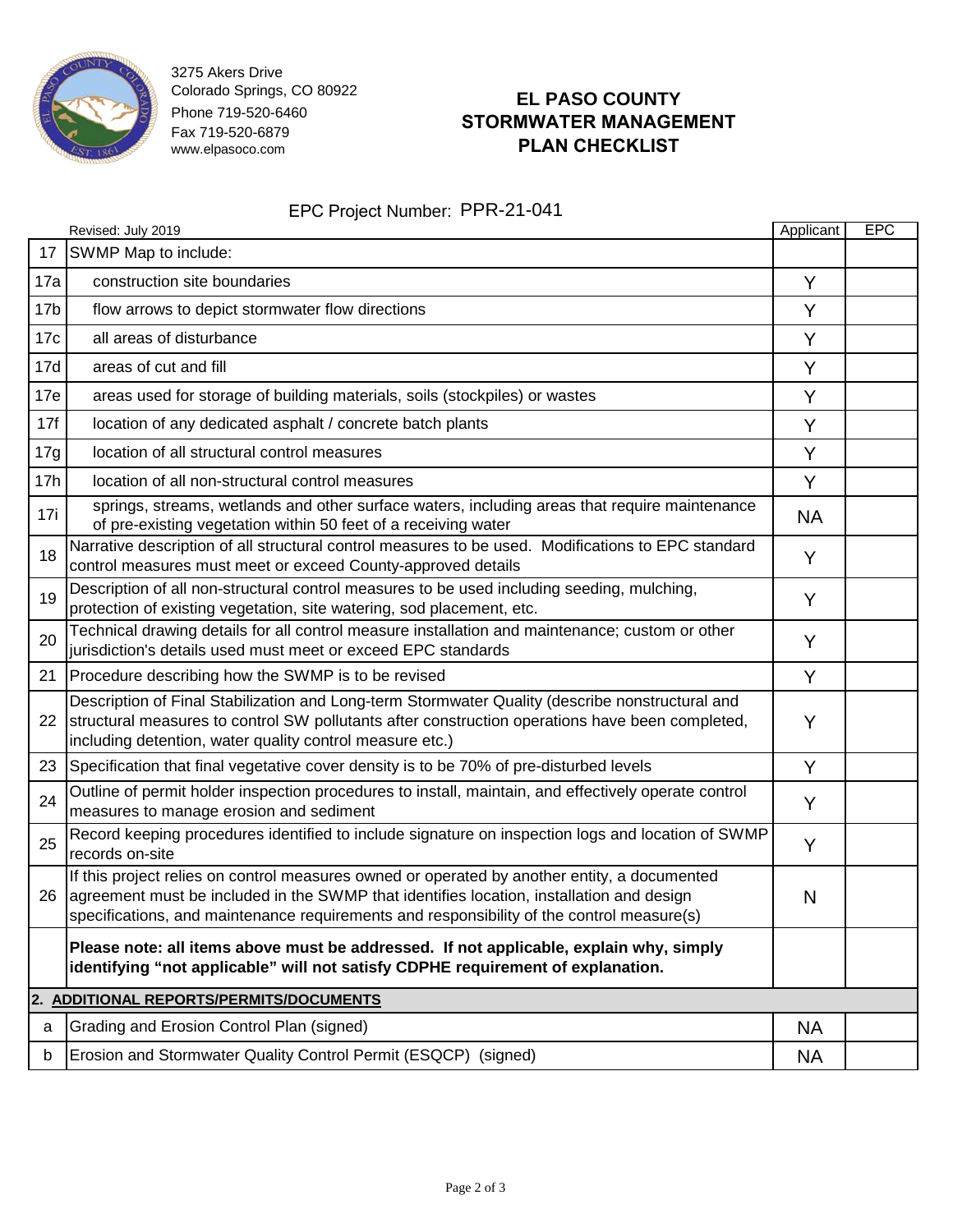3275 Akers Drive
Colorado Springs, CO 80922
Phone 719-520-6460
Fax 719-520-6879
www.elpasoco.com

# EL PASO COUNTY STORMWATER MANAGEMENT PLAN CHECKLIST

EPC Project Number: PPR-21-041

| | Revised: July 2019 | Applicant | EPC |
|---|---|---|---|
| 17 | SWMP Map to include: | | |
| 17a | construction site boundaries | Y | |
| 17b | flow arrows to depict stormwater flow directions | Y | |
| 17c | all areas of disturbance | Y | |
| 17d | areas of cut and fill | Y | |
| 17e | areas used for storage of building materials, soils (stockpiles) or wastes | Y | |
| 17f | location of any dedicated asphalt / concrete batch plants | Y | |
| 17g | location of all structural control measures | Y | |
| 17h | location of all non-structural control measures | Y | |
| 17i | springs, streams, wetlands and other surface waters, including areas that require maintenance of pre-existing vegetation within 50 feet of a receiving water | NA | |
| 18 | Narrative description of all structural control measures to be used. Modifications to EPC standard control measures must meet or exceed County-approved details | Y | |
| 19 | Description of all non-structural control measures to be used including seeding, mulching, protection of existing vegetation, site watering, sod placement, etc. | Y | |
| 20 | Technical drawing details for all control measure installation and maintenance; custom or other jurisdiction's details used must meet or exceed EPC standards | Y | |
| 21 | Procedure describing how the SWMP is to be revised | Y | |
| 22 | Description of Final Stabilization and Long-term Stormwater Quality (describe nonstructural and structural measures to control SW pollutants after construction operations have been completed, including detention, water quality control measure etc.) | Y | |
| 23 | Specification that final vegetative cover density is to be 70% of pre-disturbed levels | Y | |
| 24 | Outline of permit holder inspection procedures to install, maintain, and effectively operate control measures to manage erosion and sediment | Y | |
| 25 | Record keeping procedures identified to include signature on inspection logs and location of SWMP records on-site | Y | |
| 26 | If this project relies on control measures owned or operated by another entity, a documented agreement must be included in the SWMP that identifies location, installation and design specifications, and maintenance requirements and responsibility of the control measure(s) | N | |
| | **Please note: all items above must be addressed. If not applicable, explain why, simply identifying "not applicable" will not satisfy CDPHE requirement of explanation.** | | |
| **2.** | **ADDITIONAL REPORTS/PERMITS/DOCUMENTS** | | |
| a | Grading and Erosion Control Plan (signed) | NA | |
| b | Erosion and Stormwater Quality Control Permit (ESQCP) (signed) | NA | |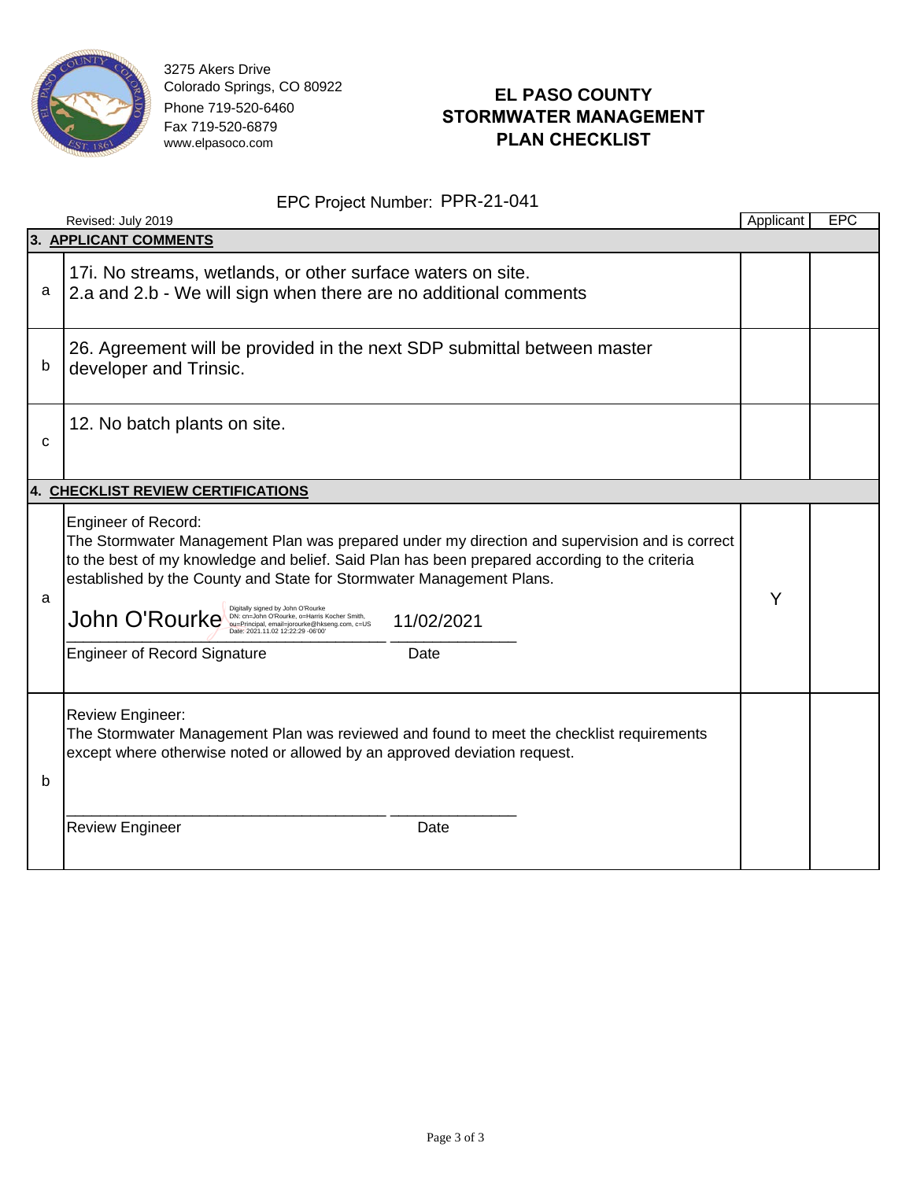3275 Akers Drive
Colorado Springs, CO 80922
Phone 719-520-6460
Fax 719-520-6879
www.elpasoco.com

# EL PASO COUNTY STORMWATER MANAGEMENT PLAN CHECKLIST

EPC Project Number: PPR-21-041

Revised: July 2019

| | | Applicant | EPC |
|---|---|---|---|
| **3.** | **APPLICANT COMMENTS** | | |
| a | 17i. No streams, wetlands, or other surface waters on site.<br>2.a and 2.b - We will sign when there are no additional comments | | |
| b | 26. Agreement will be provided in the next SDP submittal between master developer and Trinsic. | | |
| c | 12. No batch plants on site. | | |
| **4.** | **CHECKLIST REVIEW CERTIFICATIONS** | | |
| a | Engineer of Record:<br>The Stormwater Management Plan was prepared under my direction and supervision and is correct to the best of my knowledge and belief. Said Plan has been prepared according to the criteria established by the County and State for Stormwater Management Plans.<br><br>John O'Rourke (Digitally signed by John O'Rourke DN: cn=John O'Rourke, o=Harris Kocher Smith, ou=Principal, email=jorourke@hkseng.com, c=US Date: 2021.11.02 12:22:29 -06'00') 11/02/2021<br>Engineer of Record Signature Date | Y | |
| b | Review Engineer:<br>The Stormwater Management Plan was reviewed and found to meet the checklist requirements except where otherwise noted or allowed by an approved deviation request.<br><br>\_\_\_\_\_\_\_\_\_\_\_\_\_\_\_\_\_\_\_\_ \_\_\_\_\_\_\_\_\_\_<br>Review Engineer Date | | |